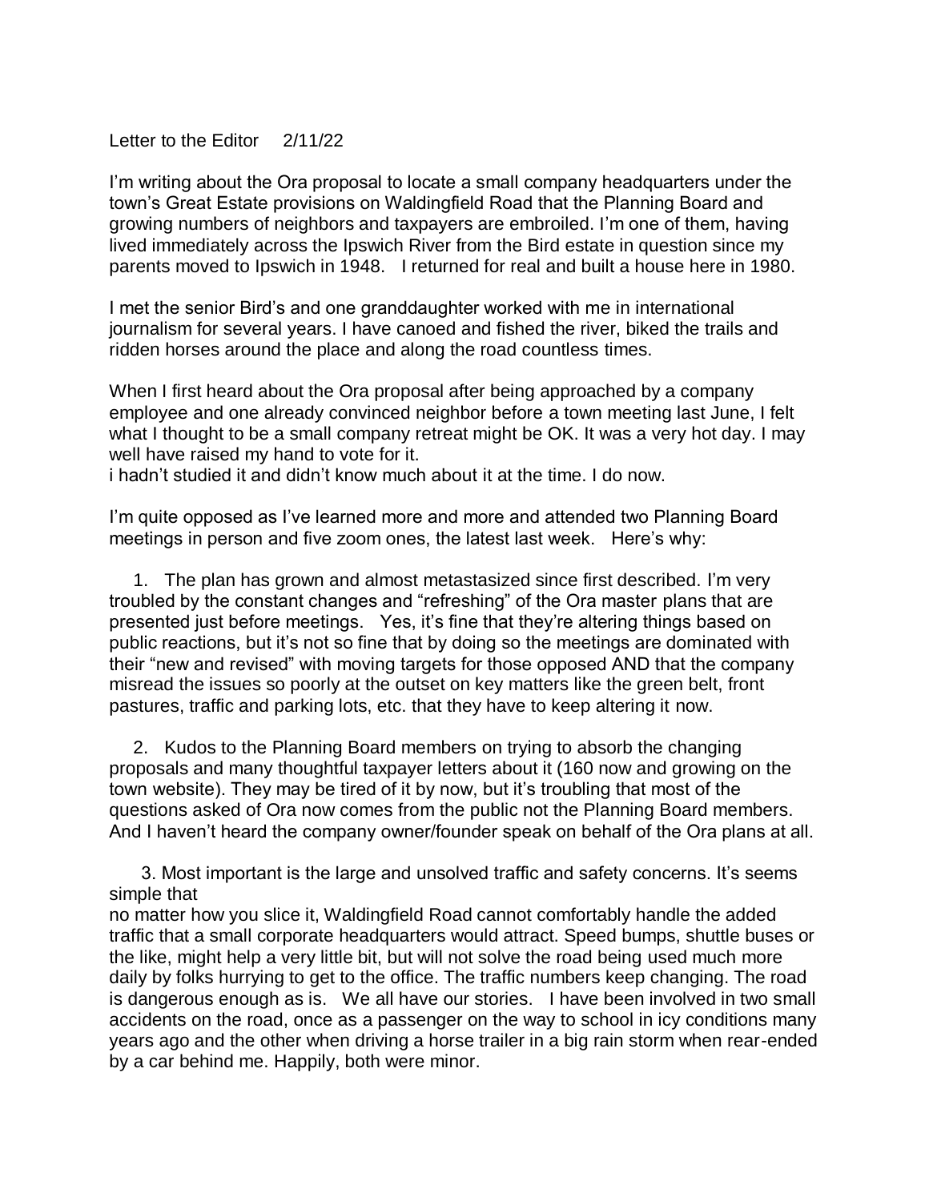Letter to the Editor 2/11/22

I'm writing about the Ora proposal to locate a small company headquarters under the town's Great Estate provisions on Waldingfield Road that the Planning Board and growing numbers of neighbors and taxpayers are embroiled. I'm one of them, having lived immediately across the Ipswich River from the Bird estate in question since my parents moved to Ipswich in 1948. I returned for real and built a house here in 1980.

I met the senior Bird's and one granddaughter worked with me in international journalism for several years. I have canoed and fished the river, biked the trails and ridden horses around the place and along the road countless times.

When I first heard about the Ora proposal after being approached by a company employee and one already convinced neighbor before a town meeting last June, I felt what I thought to be a small company retreat might be OK. It was a very hot day. I may well have raised my hand to vote for it.
i hadn't studied it and didn't know much about it at the time. I do now.

I'm quite opposed as I've learned more and more and attended two Planning Board meetings in person and five zoom ones, the latest last week. Here's why:

1. The plan has grown and almost metastasized since first described. I'm very troubled by the constant changes and "refreshing" of the Ora master plans that are presented just before meetings. Yes, it's fine that they're altering things based on public reactions, but it's not so fine that by doing so the meetings are dominated with their "new and revised" with moving targets for those opposed AND that the company misread the issues so poorly at the outset on key matters like the green belt, front pastures, traffic and parking lots, etc. that they have to keep altering it now.

2. Kudos to the Planning Board members on trying to absorb the changing proposals and many thoughtful taxpayer letters about it (160 now and growing on the town website). They may be tired of it by now, but it's troubling that most of the questions asked of Ora now comes from the public not the Planning Board members. And I haven't heard the company owner/founder speak on behalf of the Ora plans at all.

3. Most important is the large and unsolved traffic and safety concerns. It's seems simple that
no matter how you slice it, Waldingfield Road cannot comfortably handle the added traffic that a small corporate headquarters would attract. Speed bumps, shuttle buses or the like, might help a very little bit, but will not solve the road being used much more daily by folks hurrying to get to the office. The traffic numbers keep changing. The road is dangerous enough as is. We all have our stories. I have been involved in two small accidents on the road, once as a passenger on the way to school in icy conditions many years ago and the other when driving a horse trailer in a big rain storm when rear-ended by a car behind me. Happily, both were minor.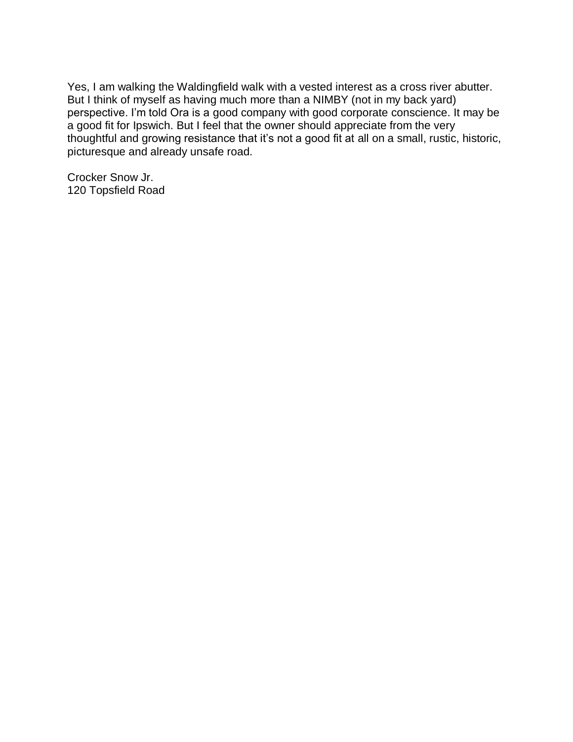Yes, I am walking the Waldingfield walk with a vested interest as a cross river abutter. But I think of myself as having much more than a NIMBY (not in my back yard) perspective. I'm told Ora is a good company with good corporate conscience. It may be a good fit for Ipswich. But I feel that the owner should appreciate from the very thoughtful and growing resistance that it's not a good fit at all on a small, rustic, historic, picturesque and already unsafe road.

Crocker Snow Jr.
120 Topsfield Road